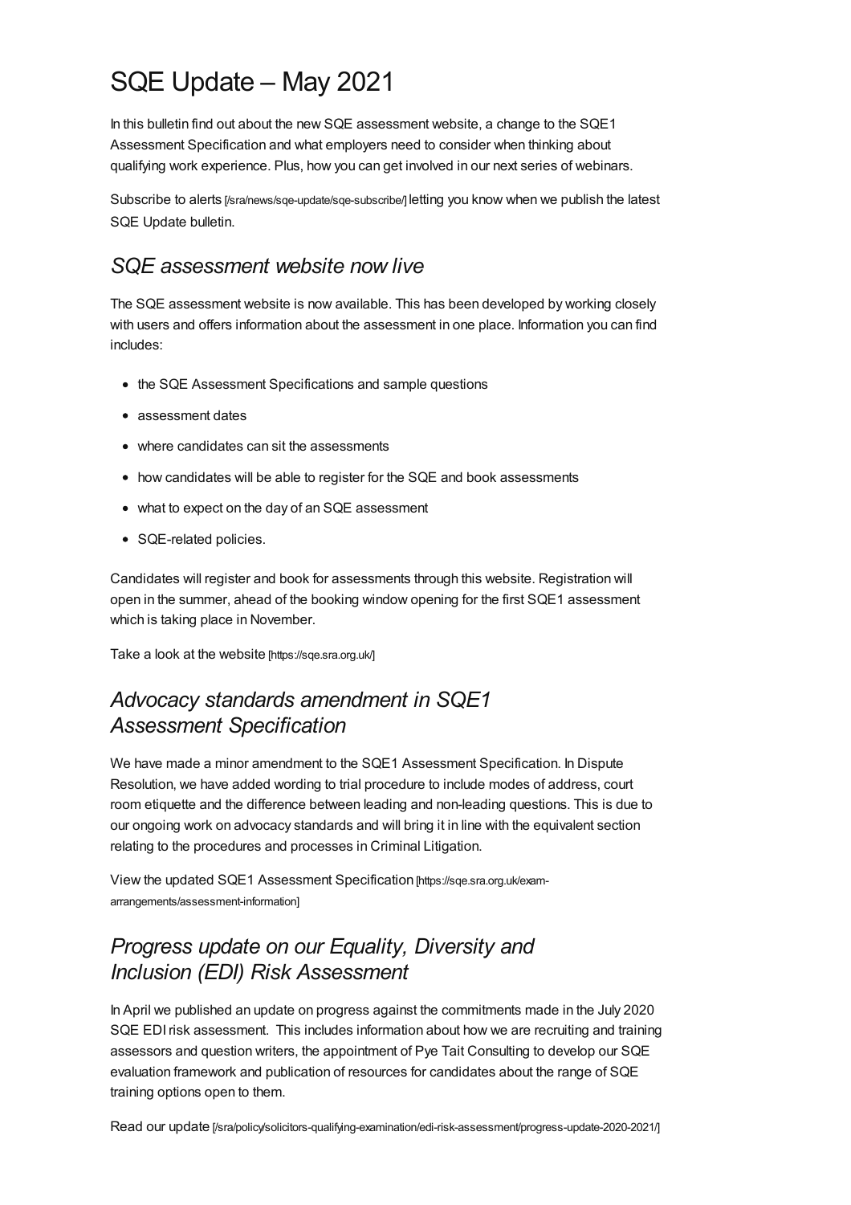# SQE Update – May 2021

In this bulletin find out about the new SQE assessment website, a change to the SQE1 Assessment Specification and what employers need to consider when thinking about qualifying work experience. Plus, how you can get involved in our next series of webinars.

Subscribe to alerts [/sra/news/sqe-update/sqe-subscribe/] letting you know when we publish the latest SQE Update bulletin.

## *SQE assessment website now live*

The SQE assessment website is now available. This has been developed by working closely with users and offers information about the assessment in one place. Information you can find includes:

- the SQE Assessment Specifications and sample questions
- assessment dates
- where candidates can sit the assessments
- how candidates will be able to register for the SQE and book assessments
- what to expect on the day of an SQE assessment
- SQE-related policies.

Candidates will register and book for assessments through this website. Registration will open in the summer, ahead of the booking window opening for the first SQE1 assessment which is taking place in November.

Take a look at the website [https://sqe.sra.org.uk/]

## *Advocacy standards amendment in SQE1 Assessment Specification*

We have made a minor amendment to the SQE1 Assessment Specification. In Dispute Resolution, we have added wording to trial procedure to include modes of address, court room etiquette and the difference between leading and non-leading questions. This is due to our ongoing work on advocacy standards and will bring it in line with the equivalent section relating to the procedures and processes in Criminal Litigation.

View the updated SQE1 Assessment Specification [https://sqe.sra.org.uk/exam-arrangements/assessment-information]

## *Progress update on our Equality, Diversity and Inclusion (EDI) Risk Assessment*

In April we published an update on progress against the commitments made in the July 2020 SQE EDI risk assessment. This includes information about how we are recruiting and training assessors and question writers, the appointment of Pye Tait Consulting to develop our SQE evaluation framework and publication of resources for candidates about the range of SQE training options open to them.

Read our update [/sra/policy/solicitors-qualifying-examination/edi-risk-assessment/progress-update-2020-2021/]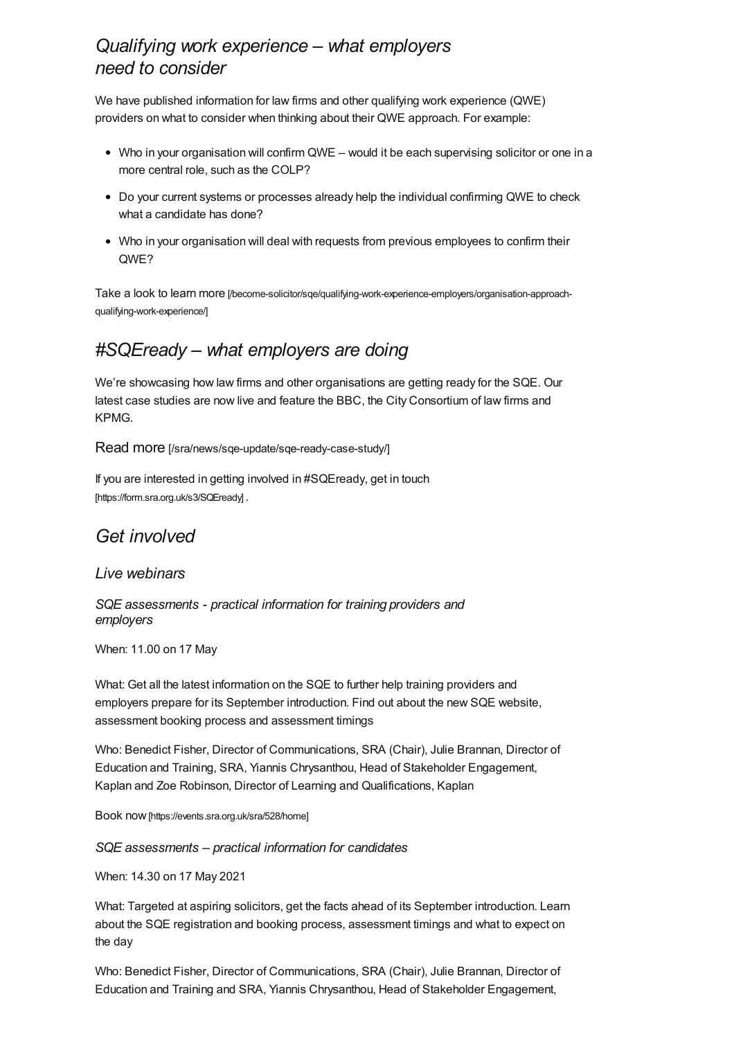## *Qualifying work experience – what employers need to consider*

We have published information for law firms and other qualifying work experience (QWE) providers on what to consider when thinking about their QWE approach. For example:

- Who in your organisation will confirm QWE – would it be each supervising solicitor or one in a more central role, such as the COLP?
- Do your current systems or processes already help the individual confirming QWE to check what a candidate has done?
- Who in your organisation will deal with requests from previous employees to confirm their QWE?

Take a look to learn more [/become-solicitor/sqe/qualifying-work-experience-employers/organisation-approach-qualifying-work-experience/]

## *#SQEready – what employers are doing*

We're showcasing how law firms and other organisations are getting ready for the SQE. Our latest case studies are now live and feature the BBC, the City Consortium of law firms and KPMG.

Read more [/sra/news/sqe-update/sqe-ready-case-study/]

If you are interested in getting involved in #SQEready, get in touch [https://form.sra.org.uk/s3/SQEready] .

## *Get involved*

### *Live webinars*

#### *SQE assessments - practical information for training providers and employers*

When: 11.00 on 17 May

What: Get all the latest information on the SQE to further help training providers and employers prepare for its September introduction. Find out about the new SQE website, assessment booking process and assessment timings

Who: Benedict Fisher, Director of Communications, SRA (Chair), Julie Brannan, Director of Education and Training, SRA, Yiannis Chrysanthou, Head of Stakeholder Engagement, Kaplan and Zoe Robinson, Director of Learning and Qualifications, Kaplan

Book now [https://events.sra.org.uk/sra/528/home]

#### *SQE assessments – practical information for candidates*

When: 14.30 on 17 May 2021

What: Targeted at aspiring solicitors, get the facts ahead of its September introduction. Learn about the SQE registration and booking process, assessment timings and what to expect on the day

Who: Benedict Fisher, Director of Communications, SRA (Chair), Julie Brannan, Director of Education and Training and SRA, Yiannis Chrysanthou, Head of Stakeholder Engagement,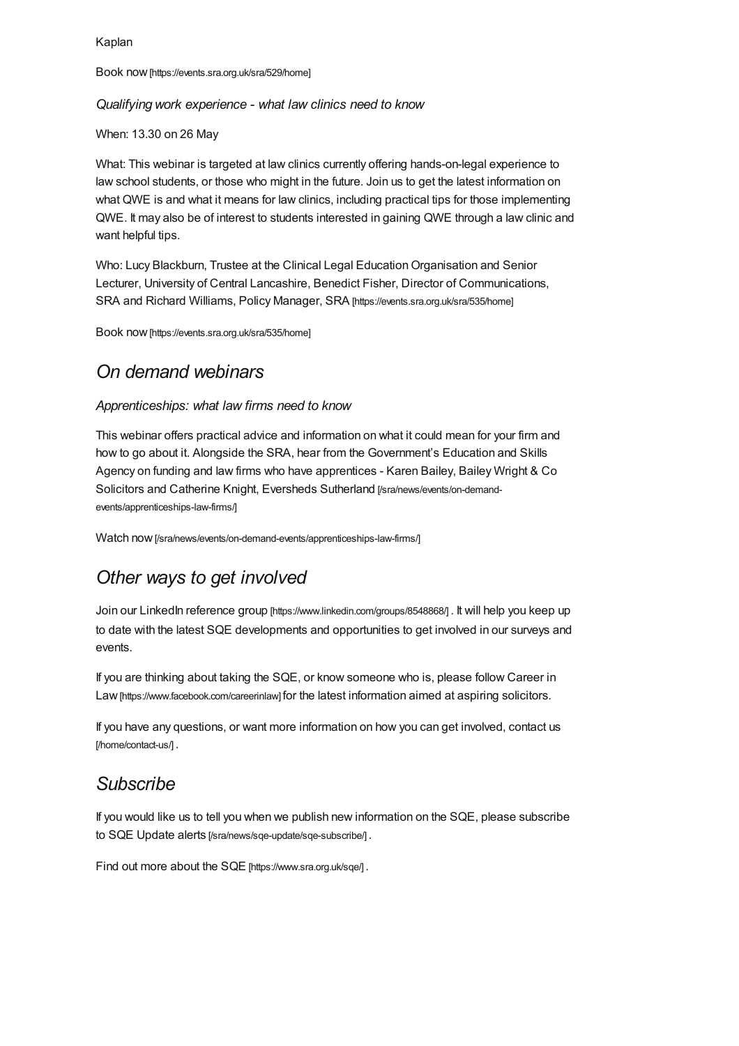Kaplan

Book now [https://events.sra.org.uk/sra/529/home]

*Qualifying work experience - what law clinics need to know*

When: 13.30 on 26 May

What: This webinar is targeted at law clinics currently offering hands-on-legal experience to law school students, or those who might in the future. Join us to get the latest information on what QWE is and what it means for law clinics, including practical tips for those implementing QWE. It may also be of interest to students interested in gaining QWE through a law clinic and want helpful tips.

Who: Lucy Blackburn, Trustee at the Clinical Legal Education Organisation and Senior Lecturer, University of Central Lancashire, Benedict Fisher, Director of Communications, SRA and Richard Williams, Policy Manager, SRA [https://events.sra.org.uk/sra/535/home]

Book now [https://events.sra.org.uk/sra/535/home]

## *On demand webinars*

*Apprenticeships: what law firms need to know*

This webinar offers practical advice and information on what it could mean for your firm and how to go about it. Alongside the SRA, hear from the Government's Education and Skills Agency on funding and law firms who have apprentices - Karen Bailey, Bailey Wright & Co Solicitors and Catherine Knight, Eversheds Sutherland [/sra/news/events/on-demand-events/apprenticeships-law-firms/]

Watch now [/sra/news/events/on-demand-events/apprenticeships-law-firms/]

## *Other ways to get involved*

Join our LinkedIn reference group [https://www.linkedin.com/groups/8548868/] . It will help you keep up to date with the latest SQE developments and opportunities to get involved in our surveys and events.

If you are thinking about taking the SQE, or know someone who is, please follow Career in Law [https://www.facebook.com/careerinlaw] for the latest information aimed at aspiring solicitors.

If you have any questions, or want more information on how you can get involved, contact us [/home/contact-us/] .

## *Subscribe*

If you would like us to tell you when we publish new information on the SQE, please subscribe to SQE Update alerts [/sra/news/sqe-update/sqe-subscribe/] .

Find out more about the SQE [https://www.sra.org.uk/sqe/] .